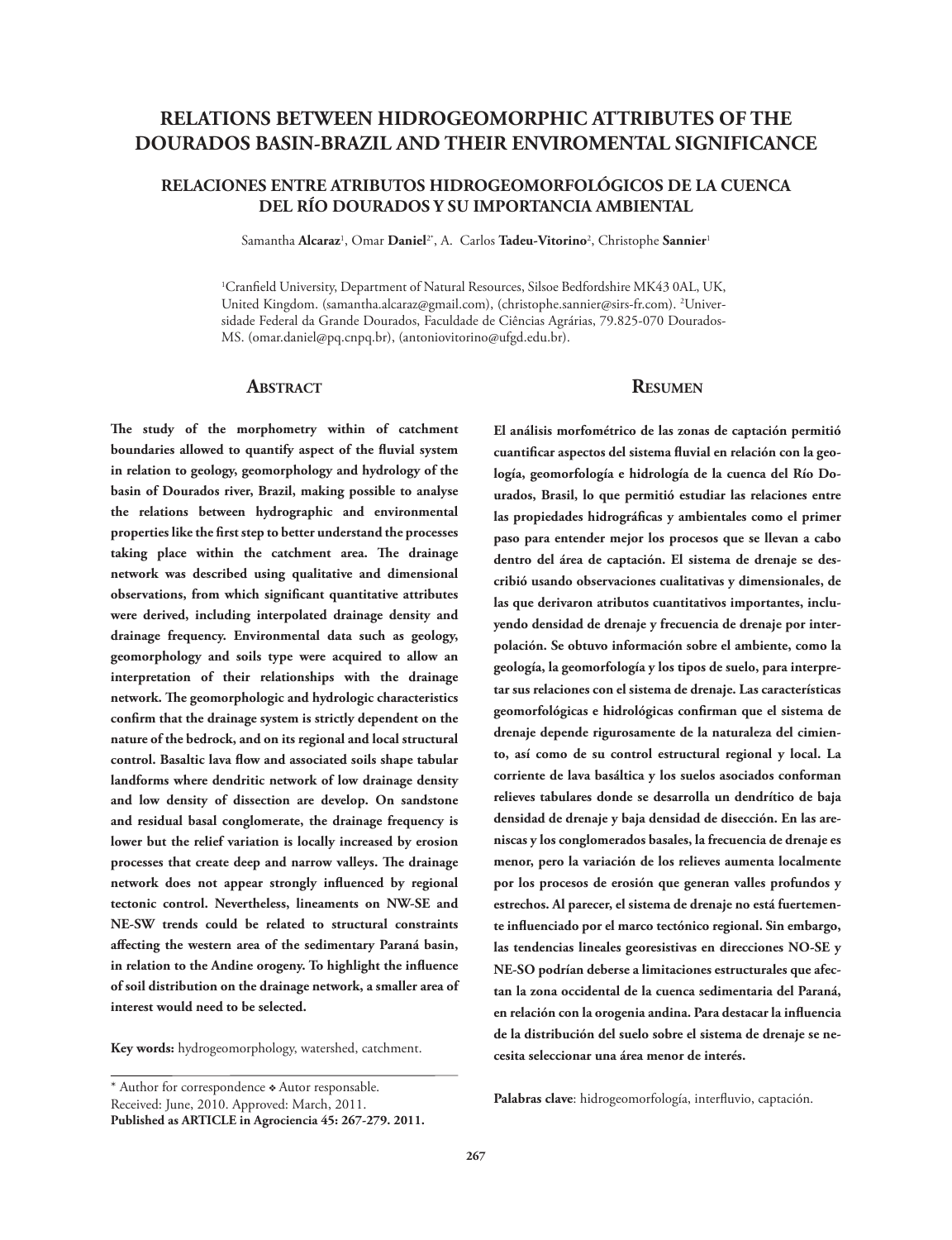# RELATIONS BETWEEN HIDROGEOMORPHIC ATTRIBUTES OF THE DOURADOS BASIN-BRAZIL AND THEIR ENVIROMENTAL SIGNIFICANCE

## RELACIONES ENTRE ATRIBUTOS HIDROGEOMORFOLÓGICOS DE LA CUENCA DEL RÍO DOURADOS Y SU IMPORTANCIA AMBIENTAL

Samantha **Alcaraz**[1], Omar **Daniel**[2*], A. Carlos **Tadeu-Vitorino**[2], Christophe **Sannier**[1]

[1]Cranfield University, Department of Natural Resources, Silsoe Bedfordshire MK43 0AL, UK, United Kingdom. (samantha.alcaraz@gmail.com), (christophe.sannier@sirs-fr.com). [2]Universidade Federal da Grande Dourados, Faculdade de Ciências Agrárias, 79.825-070 Dourados-MS. (omar.daniel@pq.cnpq.br), (antoniovitorino@ufgd.edu.br).

## Abstract

**The study of the morphometry within of catchment boundaries allowed to quantify aspect of the fluvial system in relation to geology, geomorphology and hydrology of the basin of Dourados river, Brazil, making possible to analyse the relations between hydrographic and environmental properties like the first step to better understand the processes taking place within the catchment area. The drainage network was described using qualitative and dimensional observations, from which significant quantitative attributes were derived, including interpolated drainage density and drainage frequency. Environmental data such as geology, geomorphology and soils type were acquired to allow an interpretation of their relationships with the drainage network. The geomorphologic and hydrologic characteristics confirm that the drainage system is strictly dependent on the nature of the bedrock, and on its regional and local structural control. Basaltic lava flow and associated soils shape tabular landforms where dendritic network of low drainage density and low density of dissection are develop. On sandstone and residual basal conglomerate, the drainage frequency is lower but the relief variation is locally increased by erosion processes that create deep and narrow valleys. The drainage network does not appear strongly influenced by regional tectonic control. Nevertheless, lineaments on NW-SE and NE-SW trends could be related to structural constraints affecting the western area of the sedimentary Paraná basin, in relation to the Andine orogeny. To highlight the influence of soil distribution on the drainage network, a smaller area of interest would need to be selected.**

**Key words:** hydrogeomorphology, watershed, catchment.

## Resumen

**El análisis morfométrico de las zonas de captación permitió cuantificar aspectos del sistema fluvial en relación con la geología, geomorfología e hidrología de la cuenca del Río Dourados, Brasil, lo que permitió estudiar las relaciones entre las propiedades hidrográficas y ambientales como el primer paso para entender mejor los procesos que se llevan a cabo dentro del área de captación. El sistema de drenaje se describió usando observaciones cualitativas y dimensionales, de las que derivaron atributos cuantitativos importantes, incluyendo densidad de drenaje y frecuencia de drenaje por interpolación. Se obtuvo información sobre el ambiente, como la geología, la geomorfología y los tipos de suelo, para interpretar sus relaciones con el sistema de drenaje. Las características geomorfológicas e hidrológicas confirman que el sistema de drenaje depende rigurosamente de la naturaleza del cimiento, así como de su control estructural regional y local. La corriente de lava basáltica y los suelos asociados conforman relieves tabulares donde se desarrolla un dendrítico de baja densidad de drenaje y baja densidad de disección. En las areniscas y los conglomerados basales, la frecuencia de drenaje es menor, pero la variación de los relieves aumenta localmente por los procesos de erosión que generan valles profundos y estrechos. Al parecer, el sistema de drenaje no está fuertemente influenciado por el marco tectónico regional. Sin embargo, las tendencias lineales georesistivas en direcciones NO-SE y NE-SO podrían deberse a limitaciones estructurales que afectan la zona occidental de la cuenca sedimentaria del Paraná, en relación con la orogenia andina. Para destacar la influencia de la distribución del suelo sobre el sistema de drenaje se necesita seleccionar una área menor de interés.**

**Palabras clave**: hidrogeomorfología, interfluvio, captación.

---

\* Author for correspondence ❖ Autor responsable.

Received: June, 2010. Approved: March, 2011.

**Published as ARTICLE in Agrociencia 45: 267-279. 2011.**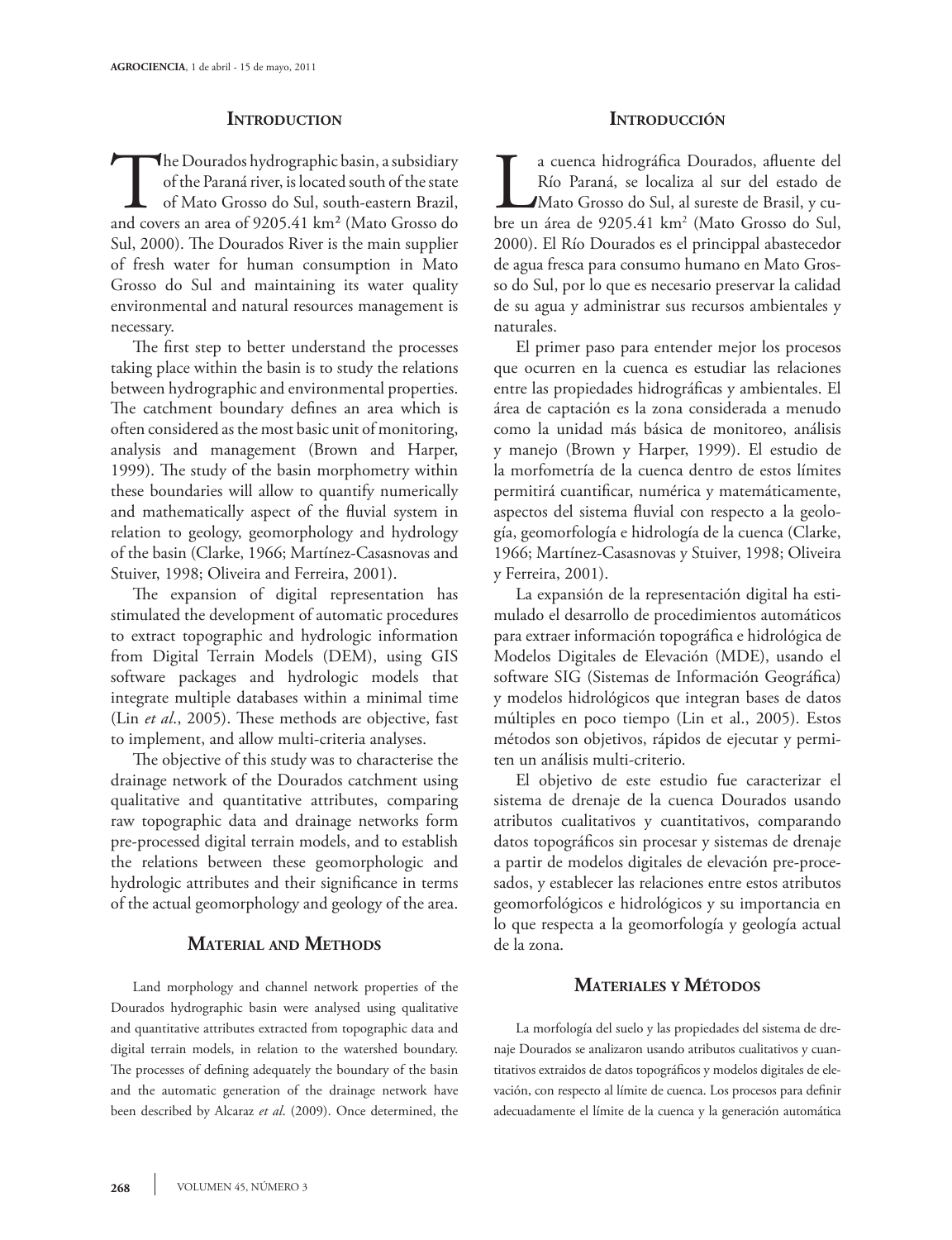## Introduction

The Dourados hydrographic basin, a subsidiary of the Paraná river, is located south of the state of Mato Grosso do Sul, south-eastern Brazil, and covers an area of 9205.41 km² (Mato Grosso do Sul, 2000). The Dourados River is the main supplier of fresh water for human consumption in Mato Grosso do Sul and maintaining its water quality environmental and natural resources management is necessary.

The first step to better understand the processes taking place within the basin is to study the relations between hydrographic and environmental properties. The catchment boundary defines an area which is often considered as the most basic unit of monitoring, analysis and management (Brown and Harper, 1999). The study of the basin morphometry within these boundaries will allow to quantify numerically and mathematically aspect of the fluvial system in relation to geology, geomorphology and hydrology of the basin (Clarke, 1966; Martínez-Casasnovas and Stuiver, 1998; Oliveira and Ferreira, 2001).

The expansion of digital representation has stimulated the development of automatic procedures to extract topographic and hydrologic information from Digital Terrain Models (DEM), using GIS software packages and hydrologic models that integrate multiple databases within a minimal time (Lin *et al*., 2005). These methods are objective, fast to implement, and allow multi-criteria analyses.

The objective of this study was to characterise the drainage network of the Dourados catchment using qualitative and quantitative attributes, comparing raw topographic data and drainage networks form pre-processed digital terrain models, and to establish the relations between these geomorphologic and hydrologic attributes and their significance in terms of the actual geomorphology and geology of the area.

## Material and Methods

Land morphology and channel network properties of the Dourados hydrographic basin were analysed using qualitative and quantitative attributes extracted from topographic data and digital terrain models, in relation to the watershed boundary. The processes of defining adequately the boundary of the basin and the automatic generation of the drainage network have been described by Alcaraz *et al*. (2009). Once determined, the

## Introducción

La cuenca hidrográfica Dourados, afluente del Río Paraná, se localiza al sur del estado de Mato Grosso do Sul, al sureste de Brasil, y cubre un área de 9205.41 km$^2$ (Mato Grosso do Sul, 2000). El Río Dourados es el princippal abastecedor de agua fresca para consumo humano en Mato Grosso do Sul, por lo que es necesario preservar la calidad de su agua y administrar sus recursos ambientales y naturales.

El primer paso para entender mejor los procesos que ocurren en la cuenca es estudiar las relaciones entre las propiedades hidrográficas y ambientales. El área de captación es la zona considerada a menudo como la unidad más básica de monitoreo, análisis y manejo (Brown y Harper, 1999). El estudio de la morfometría de la cuenca dentro de estos límites permitirá cuantificar, numérica y matemáticamente, aspectos del sistema fluvial con respecto a la geología, geomorfología e hidrología de la cuenca (Clarke, 1966; Martínez-Casasnovas y Stuiver, 1998; Oliveira y Ferreira, 2001).

La expansión de la representación digital ha estimulado el desarrollo de procedimientos automáticos para extraer información topográfica e hidrológica de Modelos Digitales de Elevación (MDE), usando el software SIG (Sistemas de Información Geográfica) y modelos hidrológicos que integran bases de datos múltiples en poco tiempo (Lin et al., 2005). Estos métodos son objetivos, rápidos de ejecutar y permiten un análisis multi-criterio.

El objetivo de este estudio fue caracterizar el sistema de drenaje de la cuenca Dourados usando atributos cualitativos y cuantitativos, comparando datos topográficos sin procesar y sistemas de drenaje a partir de modelos digitales de elevación pre-procesados, y establecer las relaciones entre estos atributos geomorfológicos e hidrológicos y su importancia en lo que respecta a la geomorfología y geología actual de la zona.

## Materiales y Métodos

La morfología del suelo y las propiedades del sistema de drenaje Dourados se analizaron usando atributos cualitativos y cuantitativos extraídos de datos topográficos y modelos digitales de elevación, con respecto al límite de cuenca. Los procesos para definir adecuadamente el límite de la cuenca y la generación automática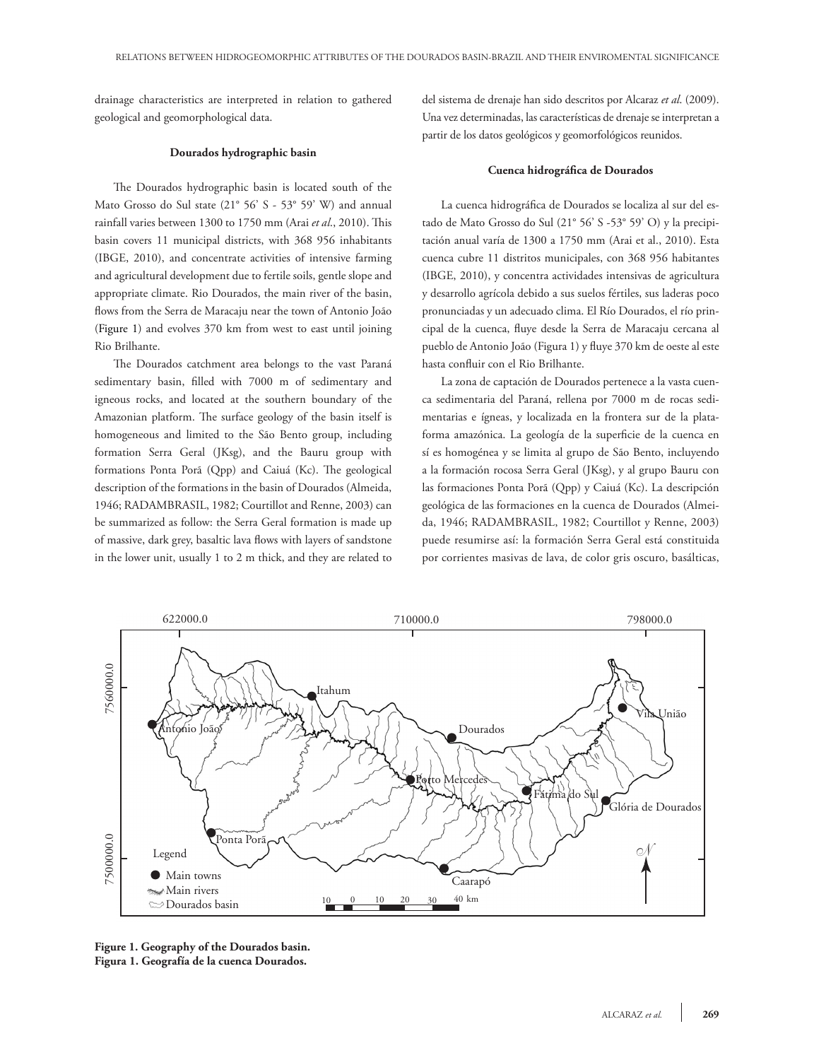drainage characteristics are interpreted in relation to gathered geological and geomorphological data.

### Dourados hydrographic basin

The Dourados hydrographic basin is located south of the Mato Grosso do Sul state (21° 56' S - 53° 59' W) and annual rainfall varies between 1300 to 1750 mm (Arai *et al.*, 2010). This basin covers 11 municipal districts, with 368 956 inhabitants (IBGE, 2010), and concentrate activities of intensive farming and agricultural development due to fertile soils, gentle slope and appropriate climate. Rio Dourados, the main river of the basin, flows from the Serra de Maracaju near the town of Antonio João (Figure 1) and evolves 370 km from west to east until joining Rio Brilhante.

The Dourados catchment area belongs to the vast Paraná sedimentary basin, filled with 7000 m of sedimentary and igneous rocks, and located at the southern boundary of the Amazonian platform. The surface geology of the basin itself is homogeneous and limited to the São Bento group, including formation Serra Geral (JKsg), and the Bauru group with formations Ponta Porã (Qpp) and Caiuá (Kc). The geological description of the formations in the basin of Dourados (Almeida, 1946; RADAMBRASIL, 1982; Courtillot and Renne, 2003) can be summarized as follow: the Serra Geral formation is made up of massive, dark grey, basaltic lava flows with layers of sandstone in the lower unit, usually 1 to 2 m thick, and they are related to

del sistema de drenaje han sido descritos por Alcaraz *et al*. (2009). Una vez determinadas, las características de drenaje se interpretan a partir de los datos geológicos y geomorfológicos reunidos.

### Cuenca hidrográfica de Dourados

La cuenca hidrográfica de Dourados se localiza al sur del estado de Mato Grosso do Sul (21° 56' S -53° 59' O) y la precipitación anual varía de 1300 a 1750 mm (Arai et al., 2010). Esta cuenca cubre 11 distritos municipales, con 368 956 habitantes (IBGE, 2010), y concentra actividades intensivas de agricultura y desarrollo agrícola debido a sus suelos fértiles, sus laderas poco pronunciadas y un adecuado clima. El Río Dourados, el río principal de la cuenca, fluye desde la Serra de Maracaju cercana al pueblo de Antonio João (Figura 1) y fluye 370 km de oeste al este hasta confluir con el Rio Brilhante.

La zona de captación de Dourados pertenece a la vasta cuenca sedimentaria del Paraná, rellena por 7000 m de rocas sedimentarias e ígneas, y localizada en la frontera sur de la plataforma amazónica. La geología de la superficie de la cuenca en sí es homogénea y se limita al grupo de São Bento, incluyendo a la formación rocosa Serra Geral (JKsg), y al grupo Bauru con las formaciones Ponta Porã (Qpp) y Caiuá (Kc). La descripción geológica de las formaciones en la cuenca de Dourados (Almeida, 1946; RADAMBRASIL, 1982; Courtillot y Renne, 2003) puede resumirse así: la formación Serra Geral está constituida por corrientes masivas de lava, de color gris oscuro, basálticas,

**Figure 1. Geography of the Dourados basin.**
**Figura 1. Geografía de la cuenca Dourados.**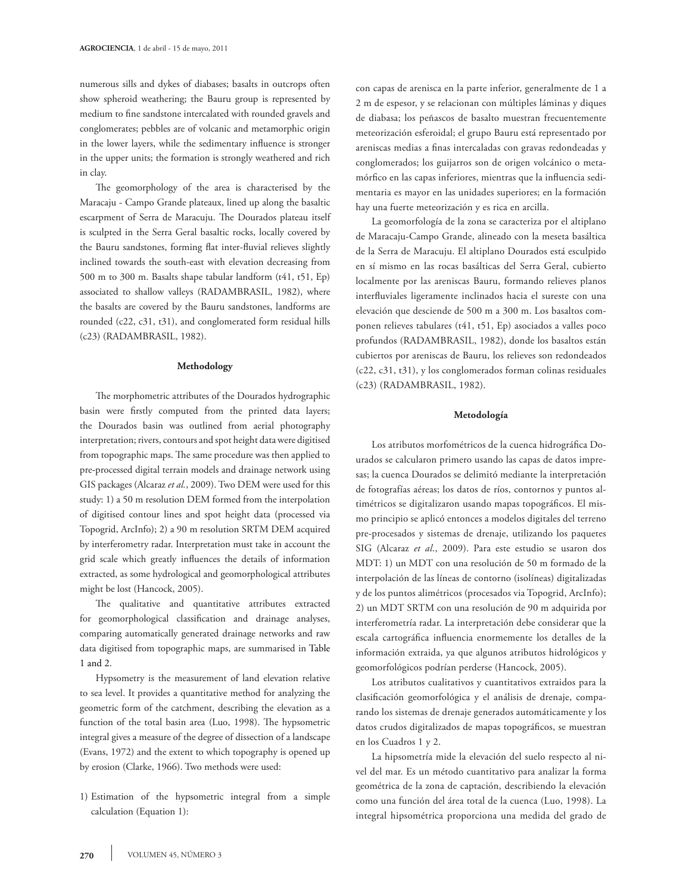numerous sills and dykes of diabases; basalts in outcrops often show spheroid weathering; the Bauru group is represented by medium to fine sandstone intercalated with rounded gravels and conglomerates; pebbles are of volcanic and metamorphic origin in the lower layers, while the sedimentary influence is stronger in the upper units; the formation is strongly weathered and rich in clay.

The geomorphology of the area is characterised by the Maracaju - Campo Grande plateaux, lined up along the basaltic escarpment of Serra de Maracuju. The Dourados plateau itself is sculpted in the Serra Geral basaltic rocks, locally covered by the Bauru sandstones, forming flat inter-fluvial relieves slightly inclined towards the south-east with elevation decreasing from 500 m to 300 m. Basalts shape tabular landform (t41, t51, Ep) associated to shallow valleys (RADAMBRASIL, 1982), where the basalts are covered by the Bauru sandstones, landforms are rounded (c22, c31, t31), and conglomerated form residual hills (c23) (RADAMBRASIL, 1982).

## Methodology

The morphometric attributes of the Dourados hydrographic basin were firstly computed from the printed data layers; the Dourados basin was outlined from aerial photography interpretation; rivers, contours and spot height data were digitised from topographic maps. The same procedure was then applied to pre-processed digital terrain models and drainage network using GIS packages (Alcaraz *et al.*, 2009). Two DEM were used for this study: 1) a 50 m resolution DEM formed from the interpolation of digitised contour lines and spot height data (processed via Topogrid, ArcInfo); 2) a 90 m resolution SRTM DEM acquired by interferometry radar. Interpretation must take in account the grid scale which greatly influences the details of information extracted, as some hydrological and geomorphological attributes might be lost (Hancock, 2005).

The qualitative and quantitative attributes extracted for geomorphological classification and drainage analyses, comparing automatically generated drainage networks and raw data digitised from topographic maps, are summarised in Table 1 and 2.

Hypsometry is the measurement of land elevation relative to sea level. It provides a quantitative method for analyzing the geometric form of the catchment, describing the elevation as a function of the total basin area (Luo, 1998). The hypsometric integral gives a measure of the degree of dissection of a landscape (Evans, 1972) and the extent to which topography is opened up by erosion (Clarke, 1966). Two methods were used:

1) Estimation of the hypsometric integral from a simple calculation (Equation 1):

con capas de arenisca en la parte inferior, generalmente de 1 a 2 m de espesor, y se relacionan con múltiples láminas y diques de diabasa; los peñascos de basalto muestran frecuentemente meteorización esferoidal; el grupo Bauru está representado por areniscas medias a finas intercaladas con gravas redondeadas y conglomerados; los guijarros son de origen volcánico o metamórfico en las capas inferiores, mientras que la influencia sedimentaria es mayor en las unidades superiores; en la formación hay una fuerte meteorización y es rica en arcilla.

La geomorfología de la zona se caracteriza por el altiplano de Maracaju-Campo Grande, alineado con la meseta basáltica de la Serra de Maracuju. El altiplano Dourados está esculpido en sí mismo en las rocas basálticas del Serra Geral, cubierto localmente por las areniscas Bauru, formando relieves planos interfluviales ligeramente inclinados hacia el sureste con una elevación que desciende de 500 m a 300 m. Los basaltos componen relieves tabulares (t41, t51, Ep) asociados a valles poco profundos (RADAMBRASIL, 1982), donde los basaltos están cubiertos por areniscas de Bauru, los relieves son redondeados (c22, c31, t31), y los conglomerados forman colinas residuales (c23) (RADAMBRASIL, 1982).

## Metodología

Los atributos morfométricos de la cuenca hidrográfica Dourados se calcularon primero usando las capas de datos impresas; la cuenca Dourados se delimitó mediante la interpretación de fotografías aéreas; los datos de ríos, contornos y puntos altimétricos se digitalizaron usando mapas topográficos. El mismo principio se aplicó entonces a modelos digitales del terreno pre-procesados y sistemas de drenaje, utilizando los paquetes SIG (Alcaraz *et al*., 2009). Para este estudio se usaron dos MDT: 1) un MDT con una resolución de 50 m formado de la interpolación de las líneas de contorno (isolíneas) digitalizadas y de los puntos alimétricos (procesados via Topogrid, ArcInfo); 2) un MDT SRTM con una resolución de 90 m adquirida por interferometría radar. La interpretación debe considerar que la escala cartográfica influencia enormemente los detalles de la información extraida, ya que algunos atributos hidrológicos y geomorfológicos podrían perderse (Hancock, 2005).

Los atributos cualitativos y cuantitativos extraidos para la clasificación geomorfológica y el análisis de drenaje, comparando los sistemas de drenaje generados automáticamente y los datos crudos digitalizados de mapas topográficos, se muestran en los Cuadros 1 y 2.

La hipsometría mide la elevación del suelo respecto al nivel del mar. Es un método cuantitativo para analizar la forma geométrica de la zona de captación, describiendo la elevación como una función del área total de la cuenca (Luo, 1998). La integral hipsométrica proporciona una medida del grado de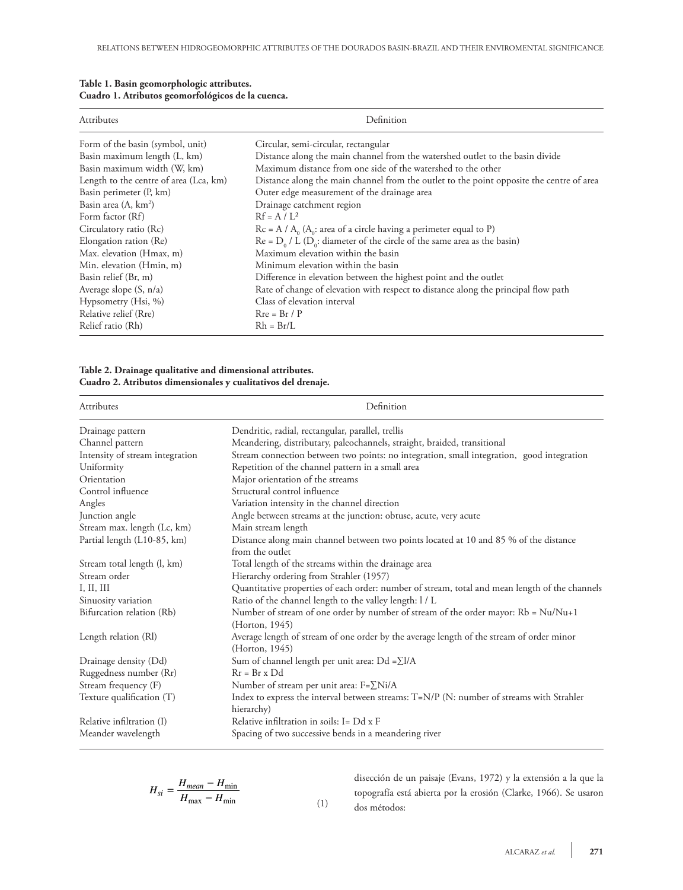**Table 1. Basin geomorphologic attributes.**
**Cuadro 1. Atributos geomorfológicos de la cuenca.**

| Attributes | Definition |
|---|---|
| Form of the basin (symbol, unit) | Circular, semi-circular, rectangular |
| Basin maximum length (L, km) | Distance along the main channel from the watershed outlet to the basin divide |
| Basin maximum width (W, km) | Maximum distance from one side of the watershed to the other |
| Length to the centre of area (Lca, km) | Distance along the main channel from the outlet to the point opposite the centre of area |
| Basin perimeter (P, km) | Outer edge measurement of the drainage area |
| Basin area (A, km$^2$) | Drainage catchment region |
| Form factor (Rf) | $Rf = A / L^2$ |
| Circulatory ratio (Rc) | $Rc = A / A_0$ ($A_0$: area of a circle having a perimeter equal to P) |
| Elongation ration (Re) | $Re = D_0 / L$ ($D_0$: diameter of the circle of the same area as the basin) |
| Max. elevation (Hmax, m) | Maximum elevation within the basin |
| Min. elevation (Hmin, m) | Minimum elevation within the basin |
| Basin relief (Br, m) | Difference in elevation between the highest point and the outlet |
| Average slope (S, n/a) | Rate of change of elevation with respect to distance along the principal flow path |
| Hypsometry (Hsi, %) | Class of elevation interval |
| Relative relief (Rre) | $Rre = Br / P$ |
| Relief ratio (Rh) | $Rh = Br/L$ |

**Table 2. Drainage qualitative and dimensional attributes.**
**Cuadro 2. Atributos dimensionales y cualitativos del drenaje.**

| Attributes | Definition |
|---|---|
| Drainage pattern | Dendritic, radial, rectangular, parallel, trellis |
| Channel pattern | Meandering, distributary, paleochannels, straight, braided, transitional |
| Intensity of stream integration | Stream connection between two points: no integration, small integration, good integration |
| Uniformity | Repetition of the channel pattern in a small area |
| Orientation | Major orientation of the streams |
| Control influence | Structural control influence |
| Angles | Variation intensity in the channel direction |
| Junction angle | Angle between streams at the junction: obtuse, acute, very acute |
| Stream max. length (Lc, km) | Main stream length |
| Partial length (L10-85, km) | Distance along main channel between two points located at 10 and 85 % of the distance from the outlet |
| Stream total length (l, km) | Total length of the streams within the drainage area |
| Stream order | Hierarchy ordering from Strahler (1957) |
| I, II, III | Quantitative properties of each order: number of stream, total and mean length of the channels |
| Sinuosity variation | Ratio of the channel length to the valley length: l / L |
| Bifurcation relation (Rb) | Number of stream of one order by number of stream of the order mayor: $Rb = Nu/Nu+1$ (Horton, 1945) |
| Length relation (Rl) | Average length of stream of one order by the average length of the stream of order minor (Horton, 1945) |
| Drainage density (Dd) | Sum of channel length per unit area: $Dd = \sum l/A$ |
| Ruggedness number (Rr) | $Rr = Br \times Dd$ |
| Stream frequency (F) | Number of stream per unit area: $F = \sum Ni/A$ |
| Texture qualification (T) | Index to express the interval between streams: $T = N/P$ (N: number of streams with Strahler hierarchy) |
| Relative infiltration (I) | Relative infiltration in soils: $I = Dd \times F$ |
| Meander wavelength | Spacing of two successive bends in a meandering river |

$$H_{si} = \frac{H_{mean} - H_{\min}}{H_{\max} - H_{\min}} \qquad (1)$$

disección de un paisaje (Evans, 1972) y la extensión a la que la topografía está abierta por la erosión (Clarke, 1966). Se usaron dos métodos: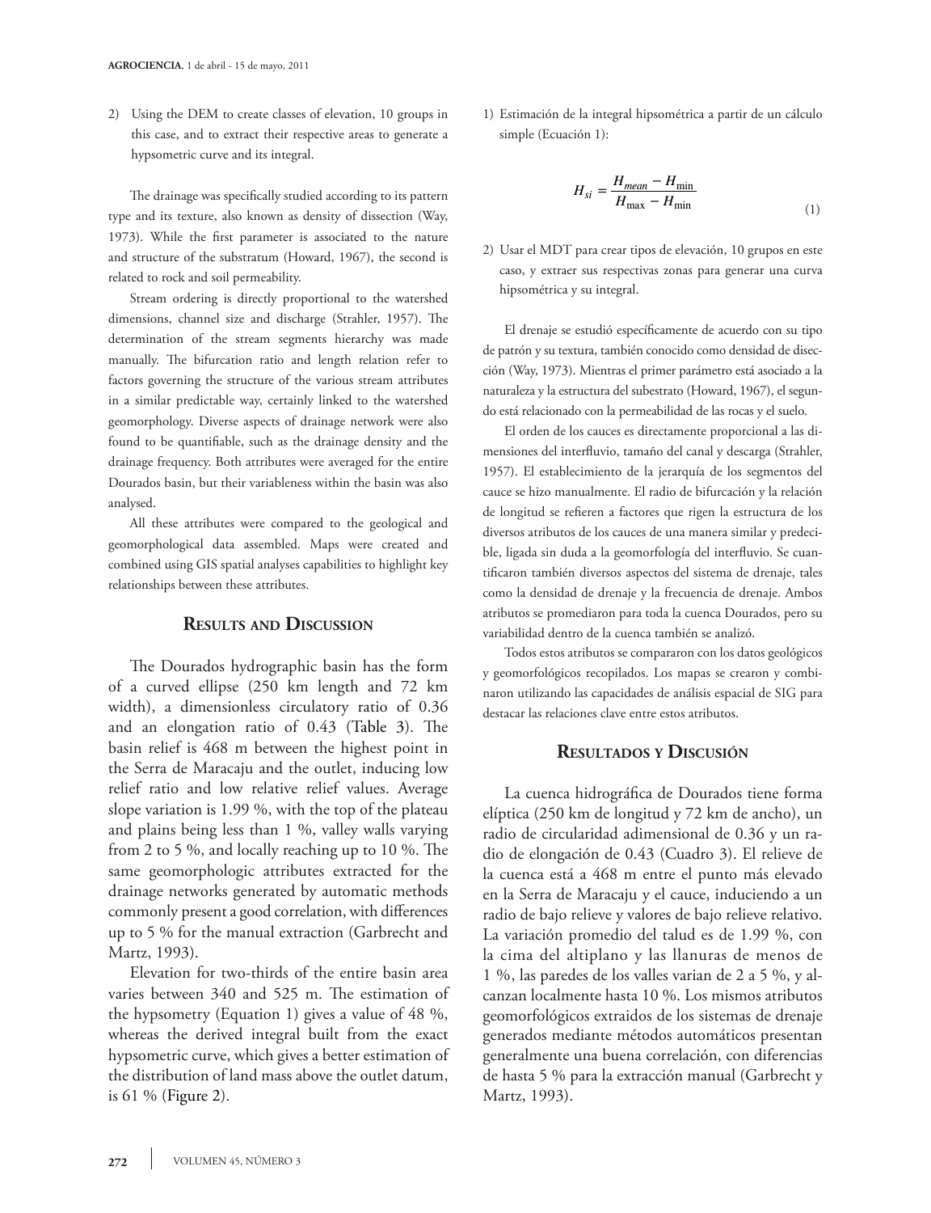2) Using the DEM to create classes of elevation, 10 groups in this case, and to extract their respective areas to generate a hypsometric curve and its integral.

The drainage was specifically studied according to its pattern type and its texture, also known as density of dissection (Way, 1973). While the first parameter is associated to the nature and structure of the substratum (Howard, 1967), the second is related to rock and soil permeability.

Stream ordering is directly proportional to the watershed dimensions, channel size and discharge (Strahler, 1957). The determination of the stream segments hierarchy was made manually. The bifurcation ratio and length relation refer to factors governing the structure of the various stream attributes in a similar predictable way, certainly linked to the watershed geomorphology. Diverse aspects of drainage network were also found to be quantifiable, such as the drainage density and the drainage frequency. Both attributes were averaged for the entire Dourados basin, but their variableness within the basin was also analysed.

All these attributes were compared to the geological and geomorphological data assembled. Maps were created and combined using GIS spatial analyses capabilities to highlight key relationships between these attributes.

## Results and Discussion

The Dourados hydrographic basin has the form of a curved ellipse (250 km length and 72 km width), a dimensionless circulatory ratio of 0.36 and an elongation ratio of 0.43 (Table 3). The basin relief is 468 m between the highest point in the Serra de Maracaju and the outlet, inducing low relief ratio and low relative relief values. Average slope variation is 1.99 %, with the top of the plateau and plains being less than 1 %, valley walls varying from 2 to 5 %, and locally reaching up to 10 %. The same geomorphologic attributes extracted for the drainage networks generated by automatic methods commonly present a good correlation, with differences up to 5 % for the manual extraction (Garbrecht and Martz, 1993).

Elevation for two-thirds of the entire basin area varies between 340 and 525 m. The estimation of the hypsometry (Equation 1) gives a value of 48 %, whereas the derived integral built from the exact hypsometric curve, which gives a better estimation of the distribution of land mass above the outlet datum, is 61 % (Figure 2).

1) Estimación de la integral hipsométrica a partir de un cálculo simple (Ecuación 1):

$$H_{si} = \frac{H_{mean} - H_{\min}}{H_{\max} - H_{\min}} \quad (1)$$

2) Usar el MDT para crear tipos de elevación, 10 grupos en este caso, y extraer sus respectivas zonas para generar una curva hipsométrica y su integral.

El drenaje se estudió específicamente de acuerdo con su tipo de patrón y su textura, también conocido como densidad de disección (Way, 1973). Mientras el primer parámetro está asociado a la naturaleza y la estructura del subestrato (Howard, 1967), el segundo está relacionado con la permeabilidad de las rocas y el suelo.

El orden de los cauces es directamente proporcional a las dimensiones del interfluvio, tamaño del canal y descarga (Strahler, 1957). El establecimiento de la jerarquía de los segmentos del cauce se hizo manualmente. El radio de bifurcación y la relación de longitud se refieren a factores que rigen la estructura de los diversos atributos de los cauces de una manera similar y predecible, ligada sin duda a la geomorfología del interfluvio. Se cuantificaron también diversos aspectos del sistema de drenaje, tales como la densidad de drenaje y la frecuencia de drenaje. Ambos atributos se promediaron para toda la cuenca Dourados, pero su variabilidad dentro de la cuenca también se analizó.

Todos estos atributos se compararon con los datos geológicos y geomorfológicos recopilados. Los mapas se crearon y combinaron utilizando las capacidades de análisis espacial de SIG para destacar las relaciones clave entre estos atributos.

## Resultados y Discusión

La cuenca hidrográfica de Dourados tiene forma elíptica (250 km de longitud y 72 km de ancho), un radio de circularidad adimensional de 0.36 y un radio de elongación de 0.43 (Cuadro 3). El relieve de la cuenca está a 468 m entre el punto más elevado en la Serra de Maracaju y el cauce, induciendo a un radio de bajo relieve y valores de bajo relieve relativo. La variación promedio del talud es de 1.99 %, con la cima del altiplano y las llanuras de menos de 1 %, las paredes de los valles varian de 2 a 5 %, y alcanzan localmente hasta 10 %. Los mismos atributos geomorfológicos extraidos de los sistemas de drenaje generados mediante métodos automáticos presentan generalmente una buena correlación, con diferencias de hasta 5 % para la extracción manual (Garbrecht y Martz, 1993).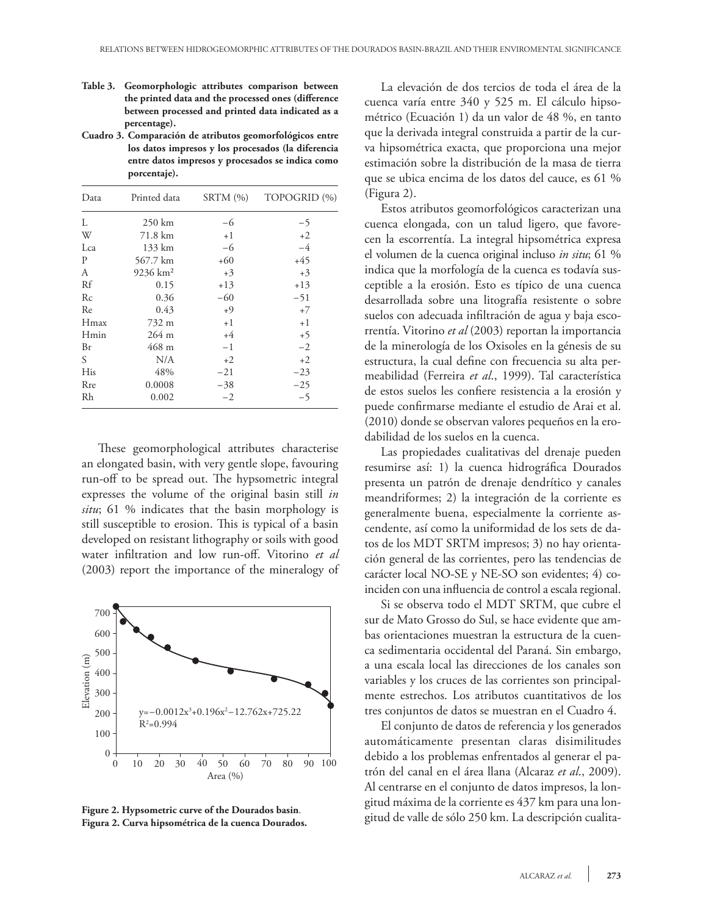**Table 3. Geomorphologic attributes comparison between the printed data and the processed ones (difference between processed and printed data indicated as a percentage).**

**Cuadro 3. Comparación de atributos geomorfológicos entre los datos impresos y los procesados (la diferencia entre datos impresos y procesados se indica como porcentaje).**

| Data | Printed data | SRTM (%) | TOPOGRID (%) |
|---|---|---|---|
| L | 250 km | −6 | −5 |
| W | 71.8 km | +1 | +2 |
| Lca | 133 km | −6 | −4 |
| P | 567.7 km | +60 | +45 |
| A | 9236 km² | +3 | +3 |
| Rf | 0.15 | +13 | +13 |
| Rc | 0.36 | −60 | −51 |
| Re | 0.43 | +9 | +7 |
| Hmax | 732 m | +1 | +1 |
| Hmin | 264 m | +4 | +5 |
| Br | 468 m | −1 | −2 |
| S | N/A | +2 | +2 |
| His | 48% | −21 | −23 |
| Rre | 0.0008 | −38 | −25 |
| Rh | 0.002 | −2 | −5 |

These geomorphological attributes characterise an elongated basin, with very gentle slope, favouring run-off to be spread out. The hypsometric integral expresses the volume of the original basin still *in situ*; 61 % indicates that the basin morphology is still susceptible to erosion. This is typical of a basin developed on resistant lithography or soils with good water infiltration and low run-off. Vitorino *et al* (2003) report the importance of the mineralogy of

$y = -0.0012x^3 + 0.196x^2 - 12.762x + 725.22$
$R^2 = 0.994$

**Figure 2. Hypsometric curve of the Dourados basin.**
**Figura 2. Curva hipsométrica de la cuenca Dourados.**

La elevación de dos tercios de toda el área de la cuenca varía entre 340 y 525 m. El cálculo hipsométrico (Ecuación 1) da un valor de 48 %, en tanto que la derivada integral construida a partir de la curva hipsométrica exacta, que proporciona una mejor estimación sobre la distribución de la masa de tierra que se ubica encima de los datos del cauce, es 61 % (Figura 2).

Estos atributos geomorfológicos caracterizan una cuenca elongada, con un talud ligero, que favorecen la escorrentía. La integral hipsométrica expresa el volumen de la cuenca original incluso *in situ*; 61 % indica que la morfología de la cuenca es todavía susceptible a la erosión. Esto es típico de una cuenca desarrollada sobre una litografía resistente o sobre suelos con adecuada infiltración de agua y baja escorrentía. Vitorino *et al* (2003) reportan la importancia de la minerología de los Oxisoles en la génesis de su estructura, la cual define con frecuencia su alta permeabilidad (Ferreira *et al*., 1999). Tal característica de estos suelos les confiere resistencia a la erosión y puede confirmarse mediante el estudio de Arai et al. (2010) donde se observan valores pequeños en la erodabilidad de los suelos en la cuenca.

Las propiedades cualitativas del drenaje pueden resumirse así: 1) la cuenca hidrográfica Dourados presenta un patrón de drenaje dendrítico y canales meandriformes; 2) la integración de la corriente es generalmente buena, especialmente la corriente ascendente, así como la uniformidad de los sets de datos de los MDT SRTM impresos; 3) no hay orientación general de las corrientes, pero las tendencias de carácter local NO-SE y NE-SO son evidentes; 4) coinciden con una influencia de control a escala regional.

Si se observa todo el MDT SRTM, que cubre el sur de Mato Grosso do Sul, se hace evidente que ambas orientaciones muestran la estructura de la cuenca sedimentaria occidental del Paraná. Sin embargo, a una escala local las direcciones de los canales son variables y los cruces de las corrientes son principalmente estrechos. Los atributos cuantitativos de los tres conjuntos de datos se muestran en el Cuadro 4.

El conjunto de datos de referencia y los generados automáticamente presentan claras disimilitudes debido a los problemas enfrentados al generar el patrón del canal en el área llana (Alcaraz *et al*., 2009). Al centrarse en el conjunto de datos impresos, la longitud máxima de la corriente es 437 km para una longitud de valle de sólo 250 km. La descripción cualita-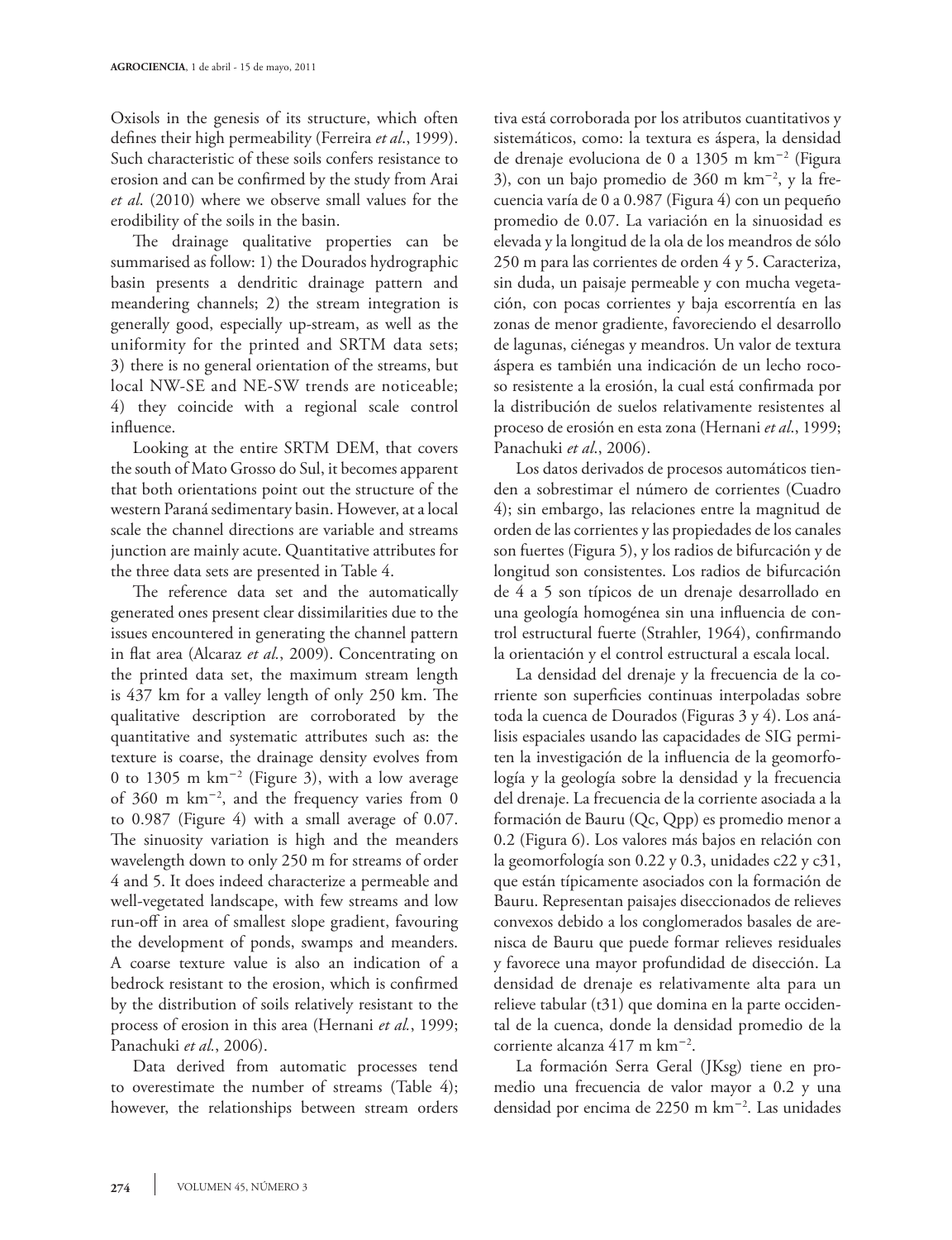Oxisols in the genesis of its structure, which often defines their high permeability (Ferreira *et al*., 1999). Such characteristic of these soils confers resistance to erosion and can be confirmed by the study from Arai *et al*. (2010) where we observe small values for the erodibility of the soils in the basin.

The drainage qualitative properties can be summarised as follow: 1) the Dourados hydrographic basin presents a dendritic drainage pattern and meandering channels; 2) the stream integration is generally good, especially up-stream, as well as the uniformity for the printed and SRTM data sets; 3) there is no general orientation of the streams, but local NW-SE and NE-SW trends are noticeable; 4) they coincide with a regional scale control influence.

Looking at the entire SRTM DEM, that covers the south of Mato Grosso do Sul, it becomes apparent that both orientations point out the structure of the western Paraná sedimentary basin. However, at a local scale the channel directions are variable and streams junction are mainly acute. Quantitative attributes for the three data sets are presented in Table 4.

The reference data set and the automatically generated ones present clear dissimilarities due to the issues encountered in generating the channel pattern in flat area (Alcaraz *et al.*, 2009). Concentrating on the printed data set, the maximum stream length is 437 km for a valley length of only 250 km. The qualitative description are corroborated by the quantitative and systematic attributes such as: the texture is coarse, the drainage density evolves from 0 to 1305 m km$^{-2}$ (Figure 3), with a low average of 360 m km$^{-2}$, and the frequency varies from 0 to 0.987 (Figure 4) with a small average of 0.07. The sinuosity variation is high and the meanders wavelength down to only 250 m for streams of order 4 and 5. It does indeed characterize a permeable and well-vegetated landscape, with few streams and low run-off in area of smallest slope gradient, favouring the development of ponds, swamps and meanders. A coarse texture value is also an indication of a bedrock resistant to the erosion, which is confirmed by the distribution of soils relatively resistant to the process of erosion in this area (Hernani *et al.*, 1999; Panachuki *et al.*, 2006).

Data derived from automatic processes tend to overestimate the number of streams (Table 4); however, the relationships between stream orders

tiva está corroborada por los atributos cuantitativos y sistemáticos, como: la textura es áspera, la densidad de drenaje evoluciona de 0 a 1305 m km$^{-2}$ (Figura 3), con un bajo promedio de 360 m km$^{-2}$, y la frecuencia varía de 0 a 0.987 (Figura 4) con un pequeño promedio de 0.07. La variación en la sinuosidad es elevada y la longitud de la ola de los meandros de sólo 250 m para las corrientes de orden 4 y 5. Caracteriza, sin duda, un paisaje permeable y con mucha vegetación, con pocas corrientes y baja escorrentía en las zonas de menor gradiente, favoreciendo el desarrollo de lagunas, ciénegas y meandros. Un valor de textura áspera es también una indicación de un lecho rocoso resistente a la erosión, la cual está confirmada por la distribución de suelos relativamente resistentes al proceso de erosión en esta zona (Hernani *et al.*, 1999; Panachuki *et al.*, 2006).

Los datos derivados de procesos automáticos tienden a sobrestimar el número de corrientes (Cuadro 4); sin embargo, las relaciones entre la magnitud de orden de las corrientes y las propiedades de los canales son fuertes (Figura 5), y los radios de bifurcación y de longitud son consistentes. Los radios de bifurcación de 4 a 5 son típicos de un drenaje desarrollado en una geología homogénea sin una influencia de control estructural fuerte (Strahler, 1964), confirmando la orientación y el control estructural a escala local.

La densidad del drenaje y la frecuencia de la corriente son superficies continuas interpoladas sobre toda la cuenca de Dourados (Figuras 3 y 4). Los análisis espaciales usando las capacidades de SIG permiten la investigación de la influencia de la geomorfología y la geología sobre la densidad y la frecuencia del drenaje. La frecuencia de la corriente asociada a la formación de Bauru (Qc, Qpp) es promedio menor a 0.2 (Figura 6). Los valores más bajos en relación con la geomorfología son 0.22 y 0.3, unidades c22 y c31, que están típicamente asociados con la formación de Bauru. Representan paisajes diseccionados de relieves convexos debido a los conglomerados basales de arenisca de Bauru que puede formar relieves residuales y favorece una mayor profundidad de disección. La densidad de drenaje es relativamente alta para un relieve tabular (t31) que domina en la parte occidental de la cuenca, donde la densidad promedio de la corriente alcanza 417 m km$^{-2}$.

La formación Serra Geral (JKsg) tiene en promedio una frecuencia de valor mayor a 0.2 y una densidad por encima de 2250 m km$^{-2}$. Las unidades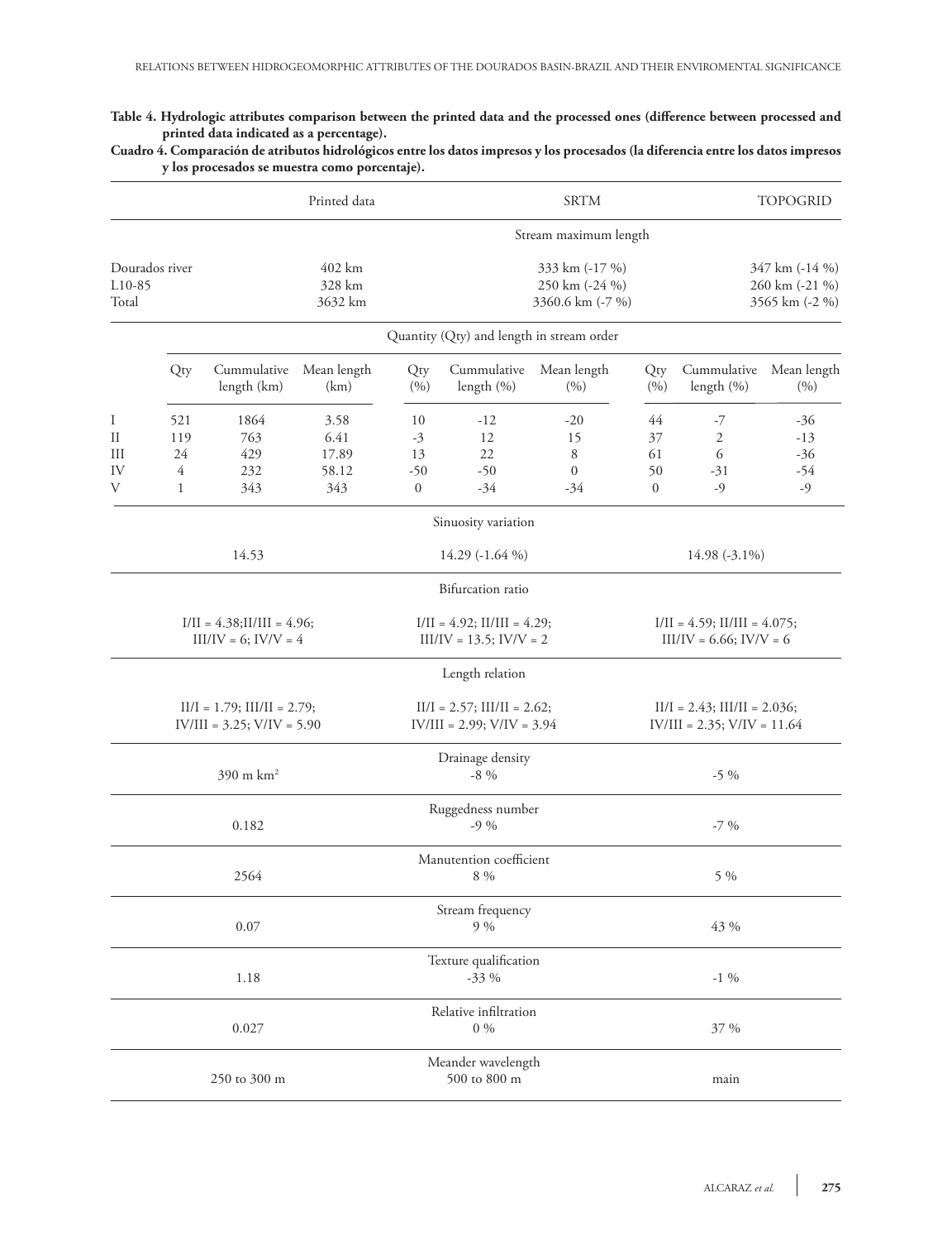**Table 4. Hydrologic attributes comparison between the printed data and the processed ones (difference between processed and printed data indicated as a percentage).**

**Cuadro 4. Comparación de atributos hidrológicos entre los datos impresos y los procesados (la diferencia entre los datos impresos y los procesados se muestra como porcentaje).**

| | Printed data | | | SRTM | | | TOPOGRID | | |
|---|---|---|---|---|---|---|---|---|---|
| | **Stream maximum length** | | | | | | | | |
| Dourados river | 402 km | | | 333 km (-17 %) | | | 347 km (-14 %) | | |
| L10-85 | 328 km | | | 250 km (-24 %) | | | 260 km (-21 %) | | |
| Total | 3632 km | | | 3360.6 km (-7 %) | | | 3565 km (-2 %) | | |
| | **Quantity (Qty) and length in stream order** | | | | | | | | |
| | Qty | Cummulative length (km) | Mean length (km) | Qty (%) | Cummulative length (%) | Mean length (%) | Qty (%) | Cummulative length (%) | Mean length (%) |
| I | 521 | 1864 | 3.58 | 10 | -12 | -20 | 44 | -7 | -36 |
| II | 119 | 763 | 6.41 | -3 | 12 | 15 | 37 | 2 | -13 |
| III | 24 | 429 | 17.89 | 13 | 22 | 8 | 61 | 6 | -36 |
| IV | 4 | 232 | 58.12 | -50 | -50 | 0 | 50 | -31 | -54 |
| V | 1 | 343 | 343 | 0 | -34 | -34 | 0 | -9 | -9 |
| | **Sinuosity variation** | | | | | | | | |
| | 14.53 | | | 14.29 (-1.64 %) | | | 14.98 (-3.1%) | | |
| | **Bifurcation ratio** | | | | | | | | |
| | I/II = 4.38; II/III = 4.96; III/IV = 6; IV/V = 4 | | | I/II = 4.92; II/III = 4.29; III/IV = 13.5; IV/V = 2 | | | I/II = 4.59; II/III = 4.075; III/IV = 6.66; IV/V = 6 | | |
| | **Length relation** | | | | | | | | |
| | II/I = 1.79; III/II = 2.79; IV/III = 3.25; V/IV = 5.90 | | | II/I = 2.57; III/II = 2.62; IV/III = 2.99; V/IV = 3.94 | | | II/I = 2.43; III/II = 2.036; IV/III = 2.35; V/IV = 11.64 | | |
| | **Drainage density** | | | | | | | | |
| | 390 m km$^2$ | | | -8 % | | | -5 % | | |
| | **Ruggedness number** | | | | | | | | |
| | 0.182 | | | -9 % | | | -7 % | | |
| | **Manutention coefficient** | | | | | | | | |
| | 2564 | | | 8 % | | | 5 % | | |
| | **Stream frequency** | | | | | | | | |
| | 0.07 | | | 9 % | | | 43 % | | |
| | **Texture qualification** | | | | | | | | |
| | 1.18 | | | -33 % | | | -1 % | | |
| | **Relative infiltration** | | | | | | | | |
| | 0.027 | | | 0 % | | | 37 % | | |
| | **Meander wavelength** | | | | | | | | |
| | 250 to 300 m | | | 500 to 800 m | | | main | | |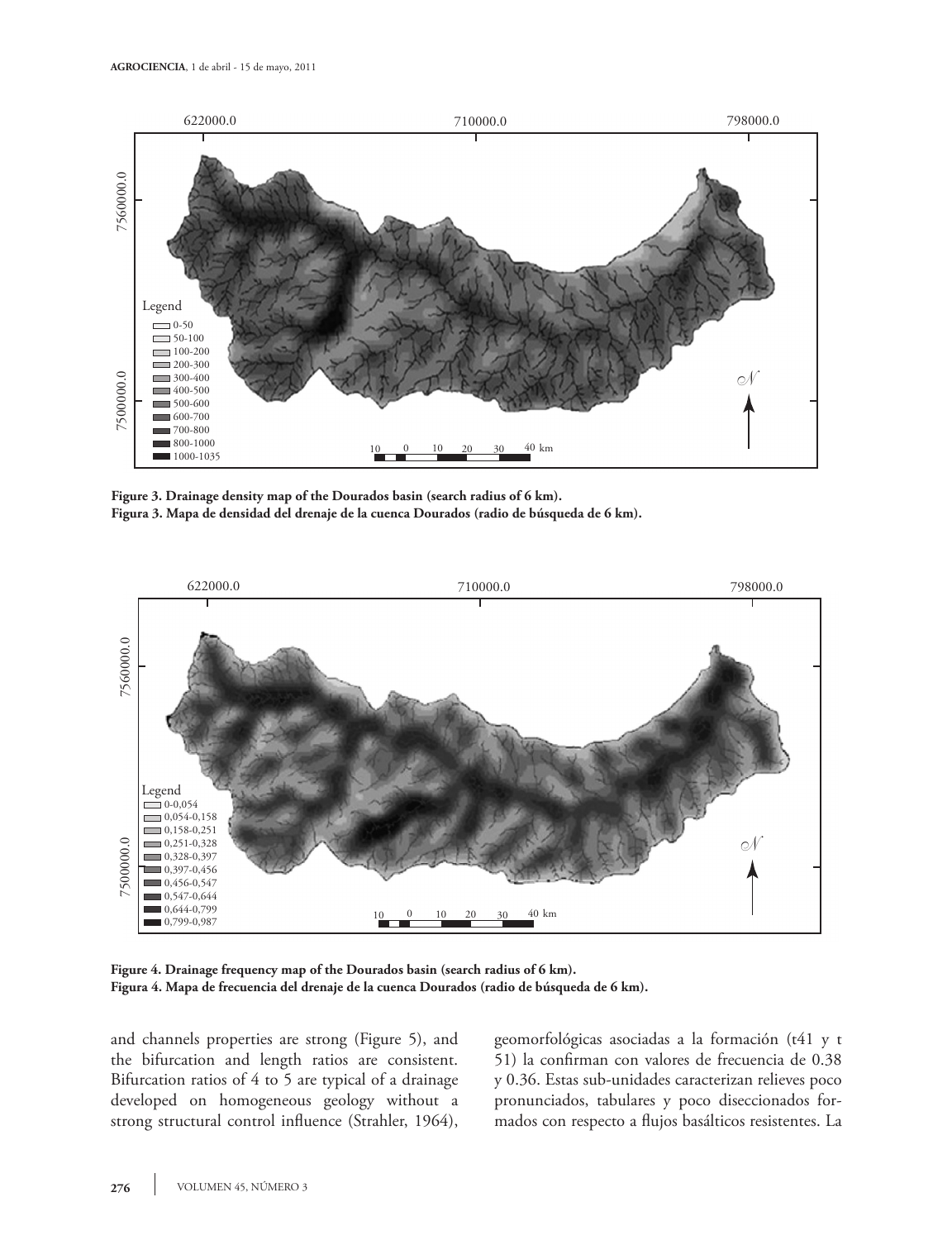Figure 3. Drainage density map of the Dourados basin (search radius of 6 km).
Figura 3. Mapa de densidad del drenaje de la cuenca Dourados (radio de búsqueda de 6 km).

Figure 4. Drainage frequency map of the Dourados basin (search radius of 6 km).
Figura 4. Mapa de frecuencia del drenaje de la cuenca Dourados (radio de búsqueda de 6 km).

and channels properties are strong (Figure 5), and the bifurcation and length ratios are consistent. Bifurcation ratios of 4 to 5 are typical of a drainage developed on homogeneous geology without a strong structural control influence (Strahler, 1964),

geomorfológicas asociadas a la formación (t41 y t 51) la confirman con valores de frecuencia de 0.38 y 0.36. Estas sub-unidades caracterizan relieves poco pronunciados, tabulares y poco diseccionados formados con respecto a flujos basálticos resistentes. La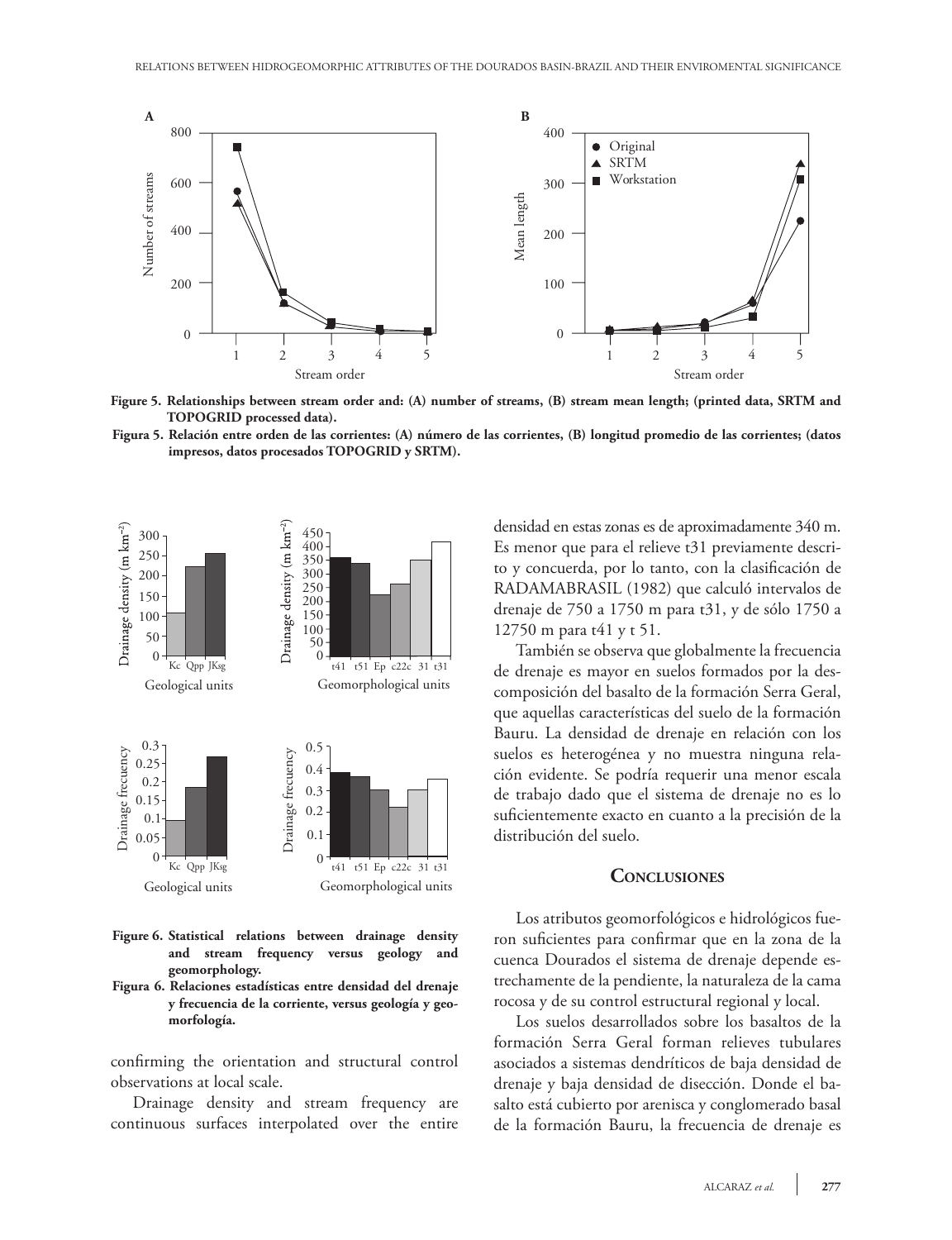Figure 5. Relationships between stream order and: (A) number of streams, (B) stream mean length; (printed data, SRTM and TOPOGRID processed data).

Figura 5. Relación entre orden de las corrientes: (A) número de las corrientes, (B) longitud promedio de las corrientes; (datos impresos, datos procesados TOPOGRID y SRTM).

Figure 6. Statistical relations between drainage density and stream frequency versus geology and geomorphology.

Figura 6. Relaciones estadísticas entre densidad del drenaje y frecuencia de la corriente, versus geología y geomorfología.

confirming the orientation and structural control observations at local scale.

Drainage density and stream frequency are continuous surfaces interpolated over the entire densidad en estas zonas es de aproximadamente 340 m. Es menor que para el relieve t31 previamente descrito y concuerda, por lo tanto, con la clasificación de RADAMABRASIL (1982) que calculó intervalos de drenaje de 750 a 1750 m para t31, y de sólo 1750 a 12750 m para t41 y t 51.

También se observa que globalmente la frecuencia de drenaje es mayor en suelos formados por la descomposición del basalto de la formación Serra Geral, que aquellas características del suelo de la formación Bauru. La densidad de drenaje en relación con los suelos es heterogénea y no muestra ninguna relación evidente. Se podría requerir una menor escala de trabajo dado que el sistema de drenaje no es lo suficientemente exacto en cuanto a la precisión de la distribución del suelo.

## Conclusiones

Los atributos geomorfológicos e hidrológicos fueron suficientes para confirmar que en la zona de la cuenca Dourados el sistema de drenaje depende estrechamente de la pendiente, la naturaleza de la cama rocosa y de su control estructural regional y local.

Los suelos desarrollados sobre los basaltos de la formación Serra Geral forman relieves tubulares asociados a sistemas dendríticos de baja densidad de drenaje y baja densidad de disección. Donde el basalto está cubierto por arenisca y conglomerado basal de la formación Bauru, la frecuencia de drenaje es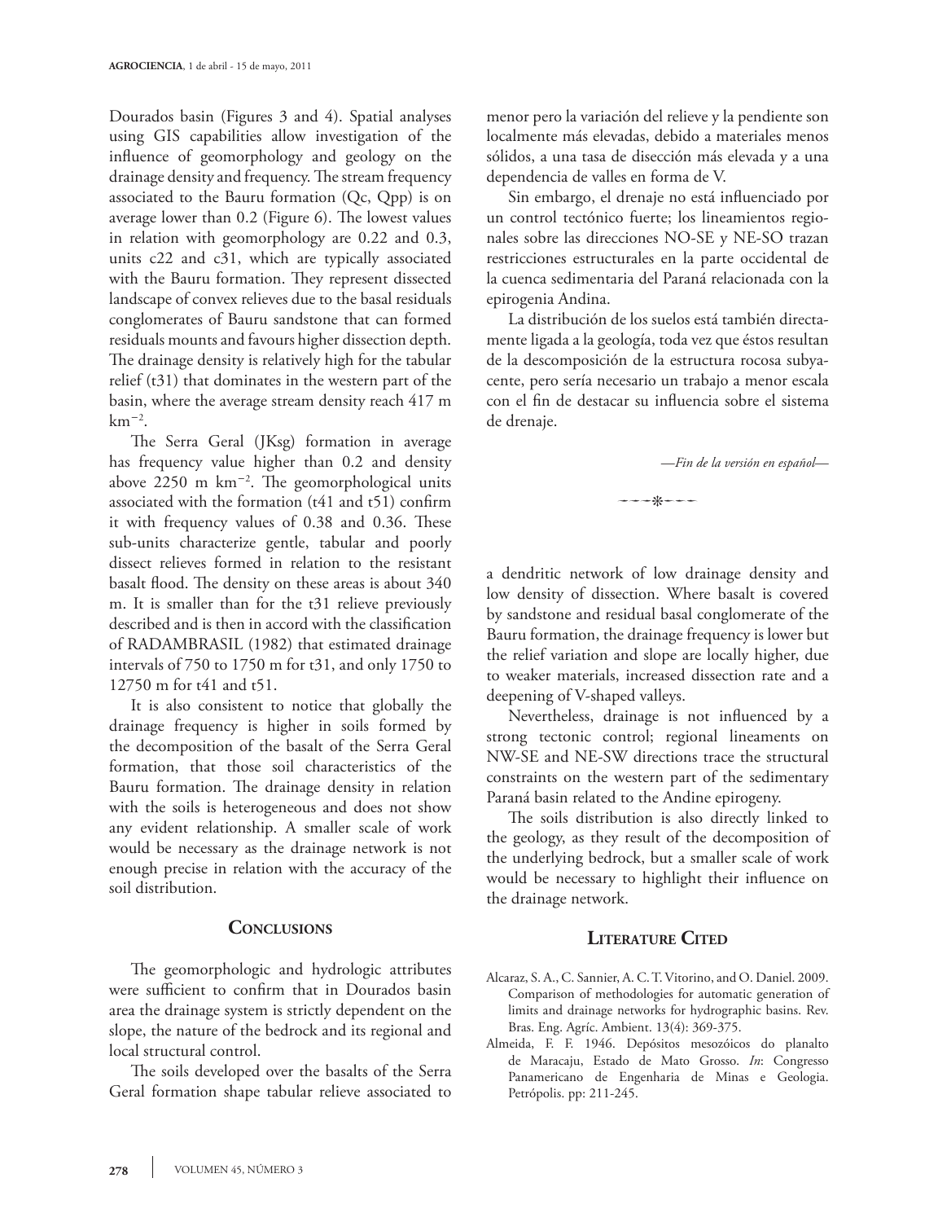Dourados basin (Figures 3 and 4). Spatial analyses using GIS capabilities allow investigation of the influence of geomorphology and geology on the drainage density and frequency. The stream frequency associated to the Bauru formation (Qc, Qpp) is on average lower than 0.2 (Figure 6). The lowest values in relation with geomorphology are 0.22 and 0.3, units c22 and c31, which are typically associated with the Bauru formation. They represent dissected landscape of convex relieves due to the basal residuals conglomerates of Bauru sandstone that can formed residuals mounts and favours higher dissection depth. The drainage density is relatively high for the tabular relief (t31) that dominates in the western part of the basin, where the average stream density reach 417 m $km^{-2}$.

The Serra Geral (JKsg) formation in average has frequency value higher than 0.2 and density above 2250 m $km^{-2}$. The geomorphological units associated with the formation (t41 and t51) confirm it with frequency values of 0.38 and 0.36. These sub-units characterize gentle, tabular and poorly dissect relieves formed in relation to the resistant basalt flood. The density on these areas is about 340 m. It is smaller than for the t31 relieve previously described and is then in accord with the classification of RADAMBRASIL (1982) that estimated drainage intervals of 750 to 1750 m for t31, and only 1750 to 12750 m for t41 and t51.

It is also consistent to notice that globally the drainage frequency is higher in soils formed by the decomposition of the basalt of the Serra Geral formation, that those soil characteristics of the Bauru formation. The drainage density in relation with the soils is heterogeneous and does not show any evident relationship. A smaller scale of work would be necessary as the drainage network is not enough precise in relation with the accuracy of the soil distribution.

## Conclusions

The geomorphologic and hydrologic attributes were sufficient to confirm that in Dourados basin area the drainage system is strictly dependent on the slope, the nature of the bedrock and its regional and local structural control.

The soils developed over the basalts of the Serra Geral formation shape tabular relieve associated to a dendritic network of low drainage density and low density of dissection. Where basalt is covered by sandstone and residual basal conglomerate of the Bauru formation, the drainage frequency is lower but the relief variation and slope are locally higher, due to weaker materials, increased dissection rate and a deepening of V-shaped valleys.

Nevertheless, drainage is not influenced by a strong tectonic control; regional lineaments on NW-SE and NE-SW directions trace the structural constraints on the western part of the sedimentary Paraná basin related to the Andine epirogeny.

The soils distribution is also directly linked to the geology, as they result of the decomposition of the underlying bedrock, but a smaller scale of work would be necessary to highlight their influence on the drainage network.

menor pero la variación del relieve y la pendiente son localmente más elevadas, debido a materiales menos sólidos, a una tasa de disección más elevada y a una dependencia de valles en forma de V.

Sin embargo, el drenaje no está influenciado por un control tectónico fuerte; los lineamientos regionales sobre las direcciones NO-SE y NE-SO trazan restricciones estructurales en la parte occidental de la cuenca sedimentaria del Paraná relacionada con la epirogenia Andina.

La distribución de los suelos está también directamente ligada a la geología, toda vez que éstos resultan de la descomposición de la estructura rocosa subyacente, pero sería necesario un trabajo a menor escala con el fin de destacar su influencia sobre el sistema de drenaje.

*—Fin de la versión en español—*

## Literature Cited

Alcaraz, S. A., C. Sannier, A. C. T. Vitorino, and O. Daniel. 2009. Comparison of methodologies for automatic generation of limits and drainage networks for hydrographic basins. Rev. Bras. Eng. Agríc. Ambient. 13(4): 369-375.

Almeida, F. F. 1946. Depósitos mesozóicos do planalto de Maracaju, Estado de Mato Grosso. *In*: Congresso Panamericano de Engenharia de Minas e Geologia. Petrópolis. pp: 211-245.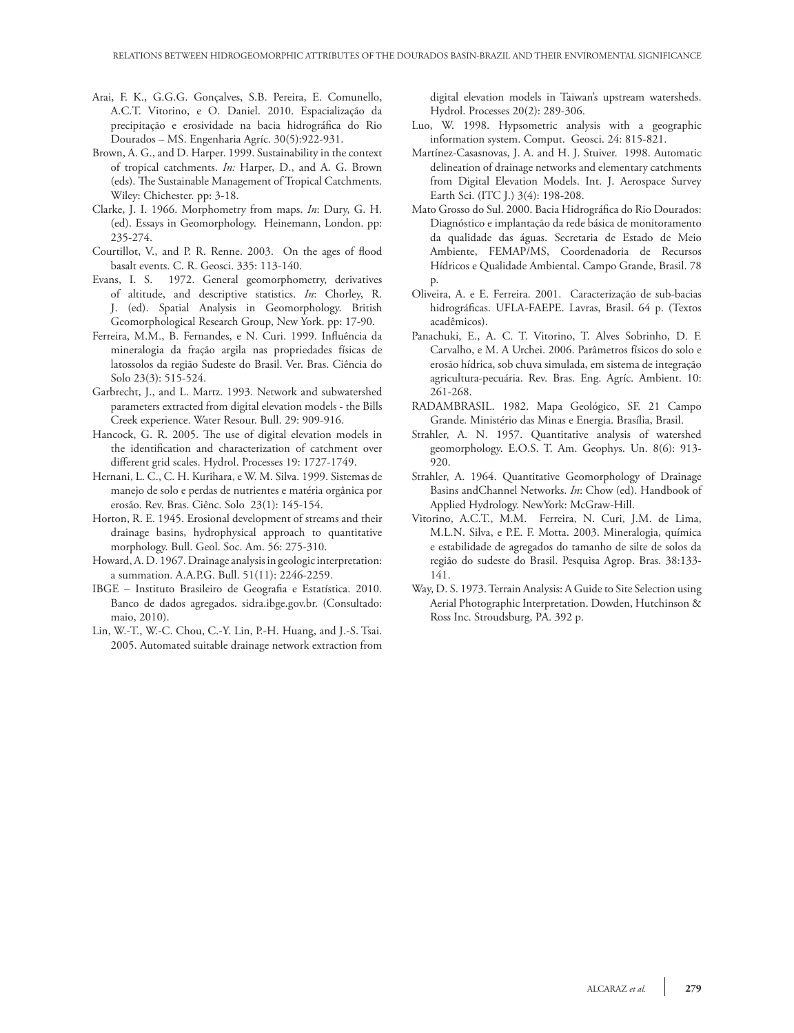Arai, F. K., G.G.G. Gonçalves, S.B. Pereira, E. Comunello, A.C.T. Vitorino, e O. Daniel. 2010. Espacialização da precipitação e erosividade na bacia hidrográfica do Rio Dourados – MS. Engenharia Agríc. 30(5):922-931.

Brown, A. G., and D. Harper. 1999. Sustainability in the context of tropical catchments. *In:* Harper, D., and A. G. Brown (eds). The Sustainable Management of Tropical Catchments. Wiley: Chichester. pp: 3-18.

Clarke, J. I. 1966. Morphometry from maps. *In*: Dury, G. H. (ed). Essays in Geomorphology. Heinemann, London. pp: 235-274.

Courtillot, V., and P. R. Renne. 2003. On the ages of flood basalt events. C. R. Geosci. 335: 113-140.

Evans, I. S. 1972. General geomorphometry, derivatives of altitude, and descriptive statistics. *In*: Chorley, R. J. (ed). Spatial Analysis in Geomorphology. British Geomorphological Research Group, New York. pp: 17-90.

Ferreira, M.M., B. Fernandes, e N. Curi. 1999. Influência da mineralogia da fração argila nas propriedades físicas de latossolos da região Sudeste do Brasil. Ver. Bras. Ciência do Solo 23(3): 515-524.

Garbrecht, J., and L. Martz. 1993. Network and subwatershed parameters extracted from digital elevation models - the Bills Creek experience. Water Resour. Bull. 29: 909-916.

Hancock, G. R. 2005. The use of digital elevation models in the identification and characterization of catchment over different grid scales. Hydrol. Processes 19: 1727-1749.

Hernani, L. C., C. H. Kurihara, e W. M. Silva. 1999. Sistemas de manejo de solo e perdas de nutrientes e matéria orgânica por erosão. Rev. Bras. Ciênc. Solo 23(1): 145-154.

Horton, R. E. 1945. Erosional development of streams and their drainage basins, hydrophysical approach to quantitative morphology. Bull. Geol. Soc. Am. 56: 275-310.

Howard, A. D. 1967. Drainage analysis in geologic interpretation: a summation. A.A.P.G. Bull. 51(11): 2246-2259.

IBGE – Instituto Brasileiro de Geografia e Estatística. 2010. Banco de dados agregados. sidra.ibge.gov.br. (Consultado: maio, 2010).

Lin, W.-T., W.-C. Chou, C.-Y. Lin, P.-H. Huang, and J.-S. Tsai. 2005. Automated suitable drainage network extraction from digital elevation models in Taiwan's upstream watersheds. Hydrol. Processes 20(2): 289-306.

Luo, W. 1998. Hypsometric analysis with a geographic information system. Comput. Geosci. 24: 815-821.

Martínez-Casasnovas, J. A. and H. J. Stuiver. 1998. Automatic delineation of drainage networks and elementary catchments from Digital Elevation Models. Int. J. Aerospace Survey Earth Sci. (ITC J.) 3(4): 198-208.

Mato Grosso do Sul. 2000. Bacia Hidrográfica do Rio Dourados: Diagnóstico e implantação da rede básica de monitoramento da qualidade das águas. Secretaria de Estado de Meio Ambiente, FEMAP/MS, Coordenadoria de Recursos Hídricos e Qualidade Ambiental. Campo Grande, Brasil. 78 p.

Oliveira, A. e E. Ferreira. 2001. Caracterização de sub-bacias hidrográficas. UFLA-FAEPE. Lavras, Brasil. 64 p. (Textos acadêmicos).

Panachuki, E., A. C. T. Vitorino, T. Alves Sobrinho, D. F. Carvalho, e M. A Urchei. 2006. Parâmetros físicos do solo e erosão hídrica, sob chuva simulada, em sistema de integração agricultura-pecuária. Rev. Bras. Eng. Agríc. Ambient. 10: 261-268.

RADAMBRASIL. 1982. Mapa Geológico, SF. 21 Campo Grande. Ministério das Minas e Energia. Brasília, Brasil.

Strahler, A. N. 1957. Quantitative analysis of watershed geomorphology. E.O.S. T. Am. Geophys. Un. 8(6): 913-920.

Strahler, A. 1964. Quantitative Geomorphology of Drainage Basins andChannel Networks. *In*: Chow (ed). Handbook of Applied Hydrology. NewYork: McGraw-Hill.

Vitorino, A.C.T., M.M. Ferreira, N. Curi, J.M. de Lima, M.L.N. Silva, e P.E. F. Motta. 2003. Mineralogia, química e estabilidade de agregados do tamanho de silte de solos da região do sudeste do Brasil. Pesquisa Agrop. Bras. 38:133-141.

Way, D. S. 1973. Terrain Analysis: A Guide to Site Selection using Aerial Photographic Interpretation. Dowden, Hutchinson & Ross Inc. Stroudsburg, PA. 392 p.